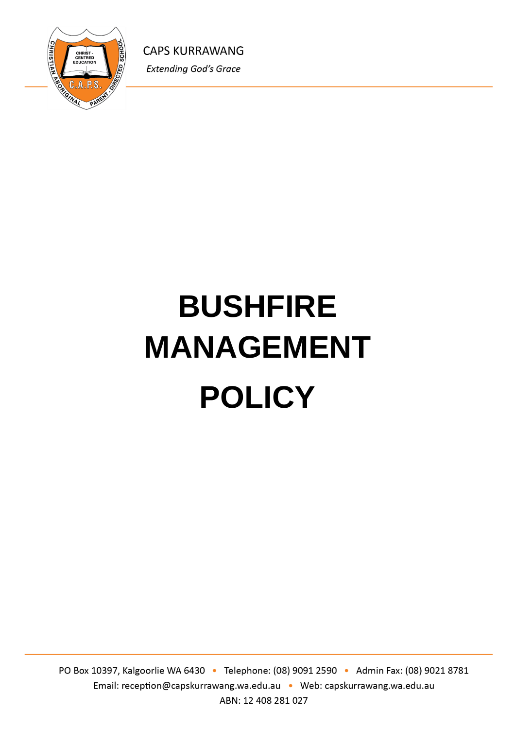CAPS KURRAWANG

*Extending God's Grace*

# BUSHFIRE MANAGEMENT POLICY

PO Box 10397, Kalgoorlie WA 6430 • Telephone: (08) 9091 2590 • Admin Fax: (08) 9021 8781
Email: reception@capskurrawang.wa.edu.au • Web: capskurrawang.wa.edu.au
ABN: 12 408 281 027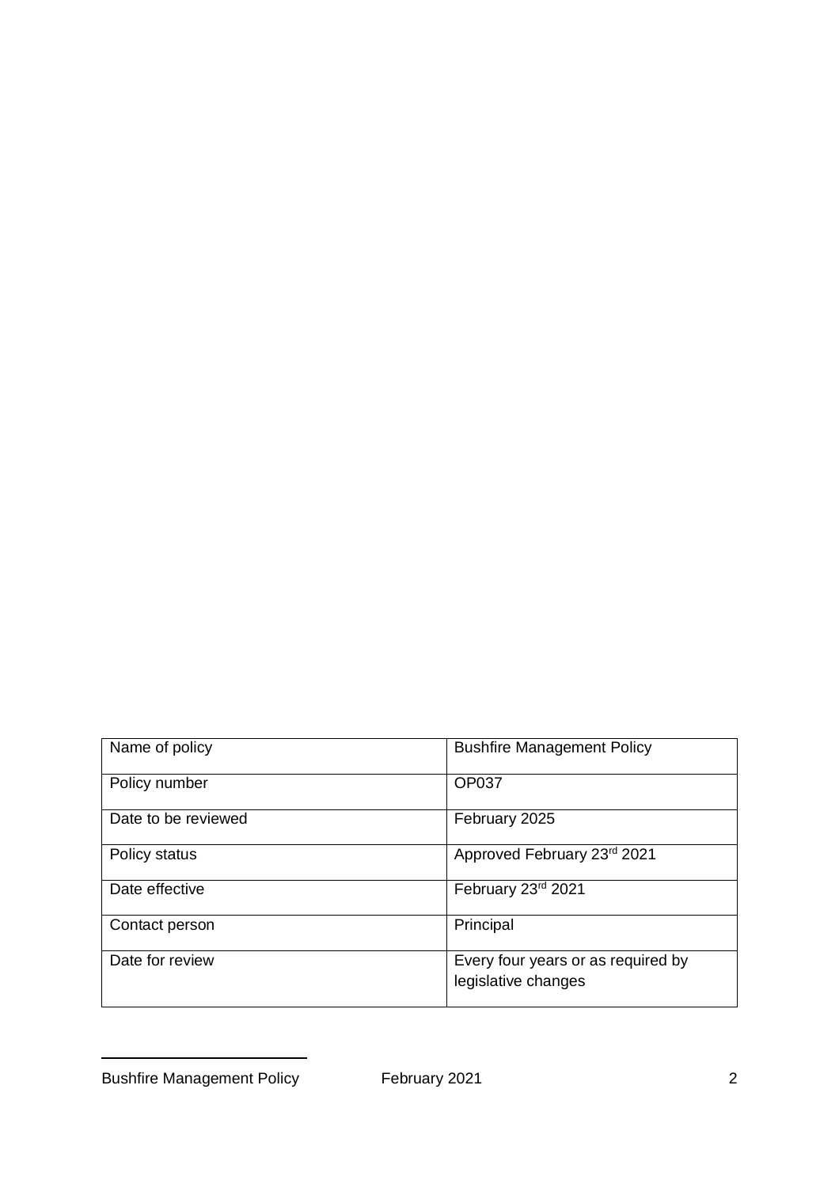| Name of policy | Bushfire Management Policy |
| --- | --- |
| Policy number | OP037 |
| Date to be reviewed | February 2025 |
| Policy status | Approved February 23rd 2021 |
| Date effective | February 23rd 2021 |
| Contact person | Principal |
| Date for review | Every four years or as required by legislative changes |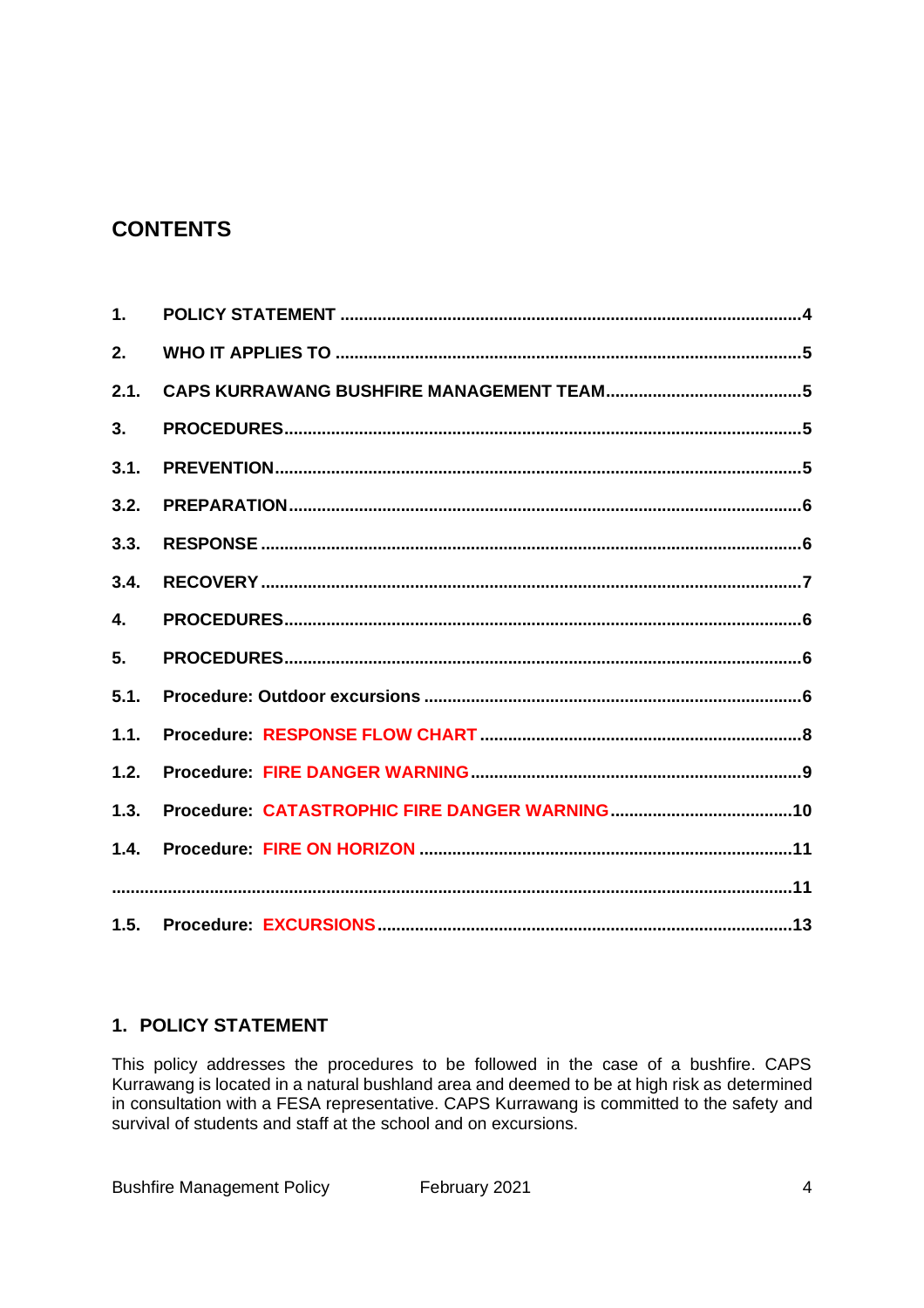## CONTENTS

| | | |
|---|---|---|
| **1.** | **POLICY STATEMENT** | **4** |
| **2.** | **WHO IT APPLIES TO** | **5** |
| **2.1.** | **CAPS KURRAWANG BUSHFIRE MANAGEMENT TEAM** | **5** |
| **3.** | **PROCEDURES** | **5** |
| **3.1.** | **PREVENTION** | **5** |
| **3.2.** | **PREPARATION** | **6** |
| **3.3.** | **RESPONSE** | **6** |
| **3.4.** | **RECOVERY** | **7** |
| **4.** | **PROCEDURES** | **6** |
| **5.** | **PROCEDURES** | **6** |
| **5.1.** | **Procedure: Outdoor excursions** | **6** |
| **1.1.** | **Procedure: RESPONSE FLOW CHART** | **8** |
| **1.2.** | **Procedure: FIRE DANGER WARNING** | **9** |
| **1.3.** | **Procedure: CATASTROPHIC FIRE DANGER WARNING** | **10** |
| **1.4.** | **Procedure: FIRE ON HORIZON** | **11** |
| | | **11** |
| **1.5.** | **Procedure: EXCURSIONS** | **13** |

## 1. POLICY STATEMENT

This policy addresses the procedures to be followed in the case of a bushfire. CAPS Kurrawang is located in a natural bushland area and deemed to be at high risk as determined in consultation with a FESA representative. CAPS Kurrawang is committed to the safety and survival of students and staff at the school and on excursions.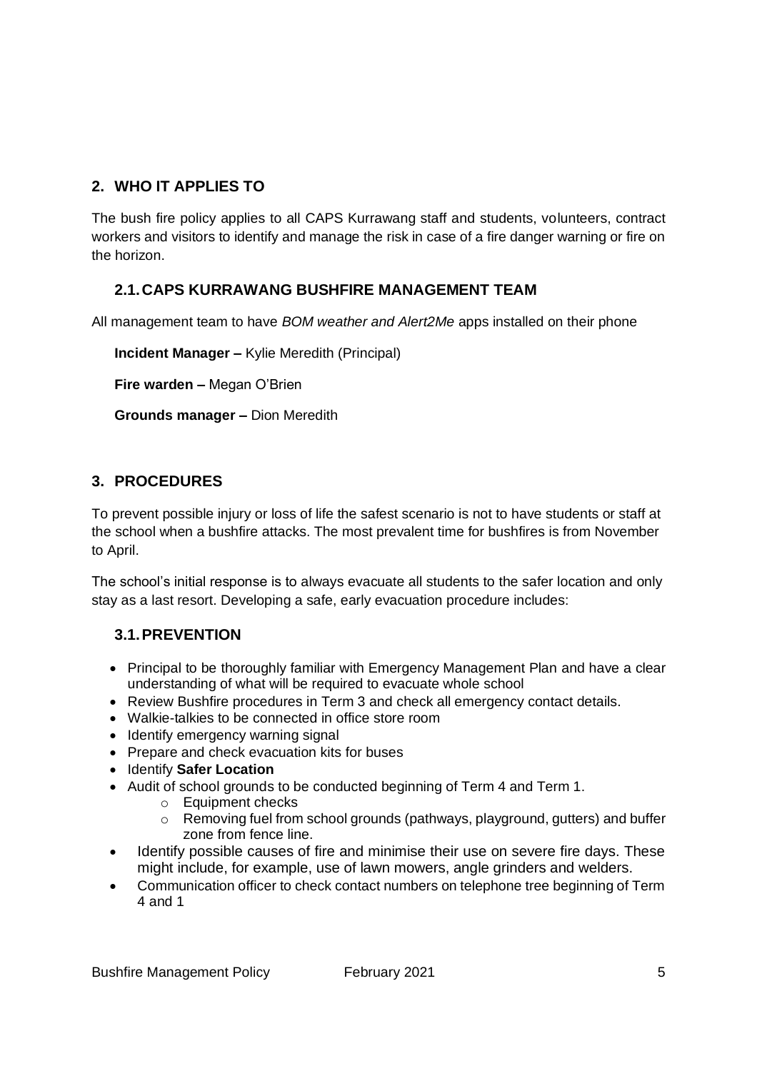## 2. WHO IT APPLIES TO

The bush fire policy applies to all CAPS Kurrawang staff and students, volunteers, contract workers and visitors to identify and manage the risk in case of a fire danger warning or fire on the horizon.

### 2.1. CAPS KURRAWANG BUSHFIRE MANAGEMENT TEAM

All management team to have *BOM weather and Alert2Me* apps installed on their phone

**Incident Manager –** Kylie Meredith (Principal)

**Fire warden –** Megan O'Brien

**Grounds manager –** Dion Meredith

## 3. PROCEDURES

To prevent possible injury or loss of life the safest scenario is not to have students or staff at the school when a bushfire attacks. The most prevalent time for bushfires is from November to April.

The school's initial response is to always evacuate all students to the safer location and only stay as a last resort. Developing a safe, early evacuation procedure includes:

### 3.1. PREVENTION

- Principal to be thoroughly familiar with Emergency Management Plan and have a clear understanding of what will be required to evacuate whole school
- Review Bushfire procedures in Term 3 and check all emergency contact details.
- Walkie-talkies to be connected in office store room
- Identify emergency warning signal
- Prepare and check evacuation kits for buses
- Identify **Safer Location**
- Audit of school grounds to be conducted beginning of Term 4 and Term 1.
    - Equipment checks
    - Removing fuel from school grounds (pathways, playground, gutters) and buffer zone from fence line.
- Identify possible causes of fire and minimise their use on severe fire days. These might include, for example, use of lawn mowers, angle grinders and welders.
- Communication officer to check contact numbers on telephone tree beginning of Term 4 and 1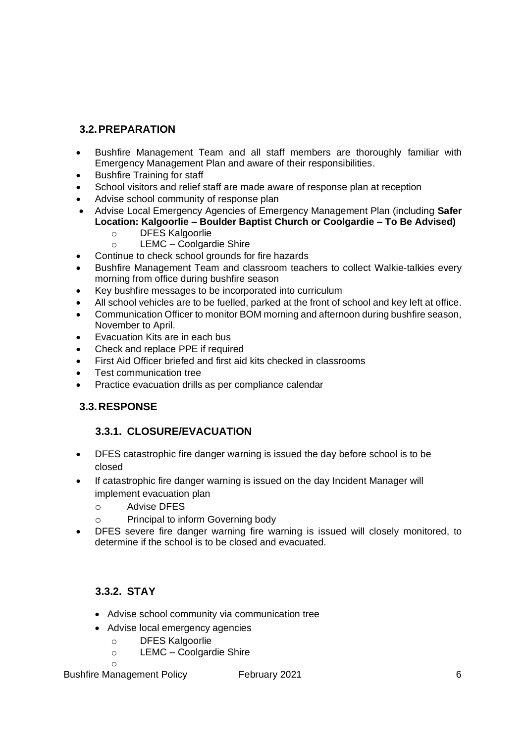## 3.2. PREPARATION

- Bushfire Management Team and all staff members are thoroughly familiar with Emergency Management Plan and aware of their responsibilities.
- Bushfire Training for staff
- School visitors and relief staff are made aware of response plan at reception
- Advise school community of response plan
- Advise Local Emergency Agencies of Emergency Management Plan (including **Safer Location: Kalgoorlie – Boulder Baptist Church or Coolgardie – To Be Advised)**
  - DFES Kalgoorlie
  - LEMC – Coolgardie Shire
- Continue to check school grounds for fire hazards
- Bushfire Management Team and classroom teachers to collect Walkie-talkies every morning from office during bushfire season
- Key bushfire messages to be incorporated into curriculum
- All school vehicles are to be fuelled, parked at the front of school and key left at office.
- Communication Officer to monitor BOM morning and afternoon during bushfire season, November to April.
- Evacuation Kits are in each bus
- Check and replace PPE if required
- First Aid Officer briefed and first aid kits checked in classrooms
- Test communication tree
- Practice evacuation drills as per compliance calendar

## 3.3. RESPONSE

### 3.3.1. CLOSURE/EVACUATION

- DFES catastrophic fire danger warning is issued the day before school is to be closed
- If catastrophic fire danger warning is issued on the day Incident Manager will implement evacuation plan
  - Advise DFES
  - Principal to inform Governing body
- DFES severe fire danger warning fire warning is issued will closely monitored, to determine if the school is to be closed and evacuated.

### 3.3.2. STAY

- Advise school community via communication tree
- Advise local emergency agencies
  - DFES Kalgoorlie
  - LEMC – Coolgardie Shire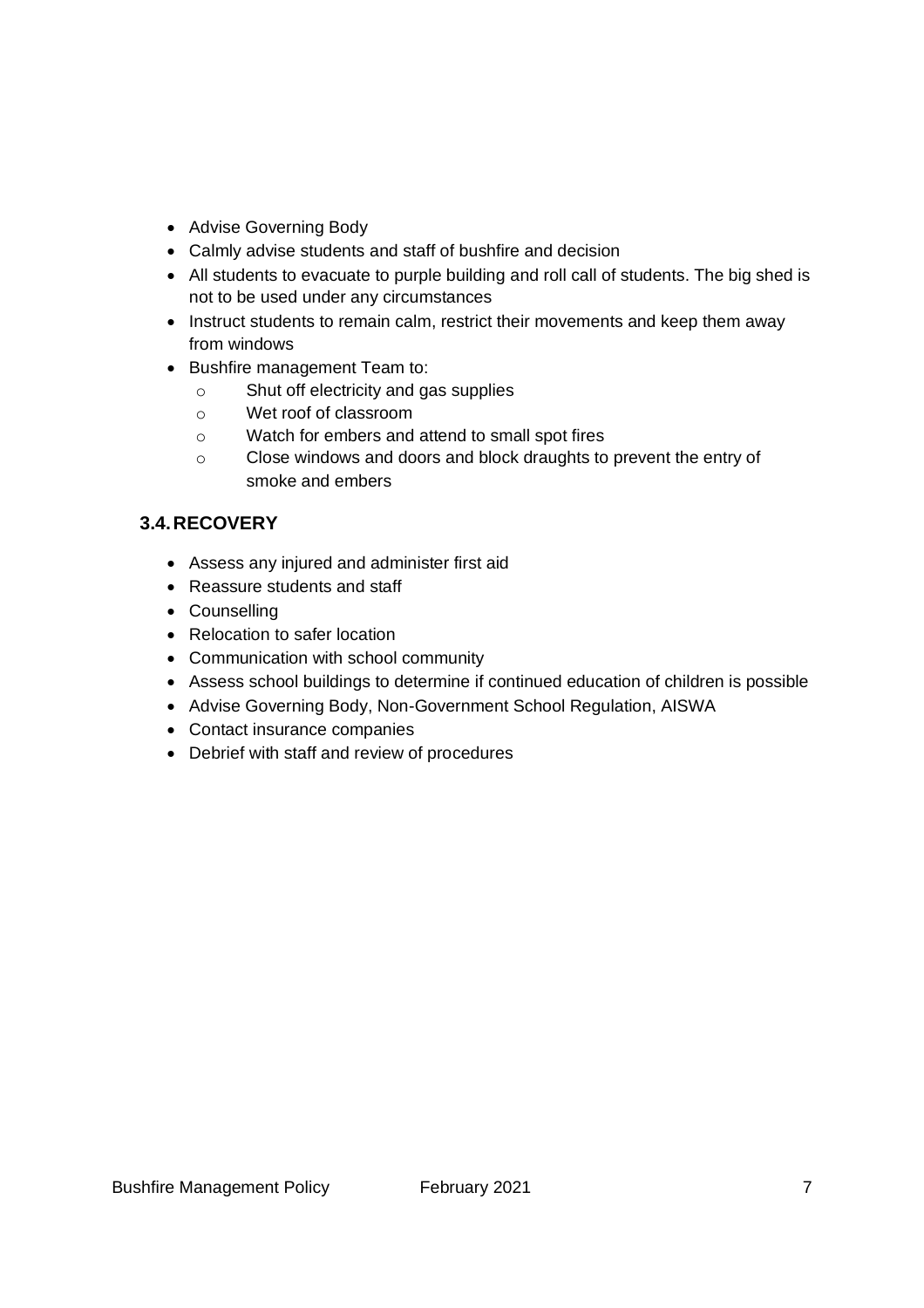- Advise Governing Body
- Calmly advise students and staff of bushfire and decision
- All students to evacuate to purple building and roll call of students. The big shed is not to be used under any circumstances
- Instruct students to remain calm, restrict their movements and keep them away from windows
- Bushfire management Team to:
  - Shut off electricity and gas supplies
  - Wet roof of classroom
  - Watch for embers and attend to small spot fires
  - Close windows and doors and block draughts to prevent the entry of smoke and embers

## 3.4. RECOVERY

- Assess any injured and administer first aid
- Reassure students and staff
- Counselling
- Relocation to safer location
- Communication with school community
- Assess school buildings to determine if continued education of children is possible
- Advise Governing Body, Non-Government School Regulation, AISWA
- Contact insurance companies
- Debrief with staff and review of procedures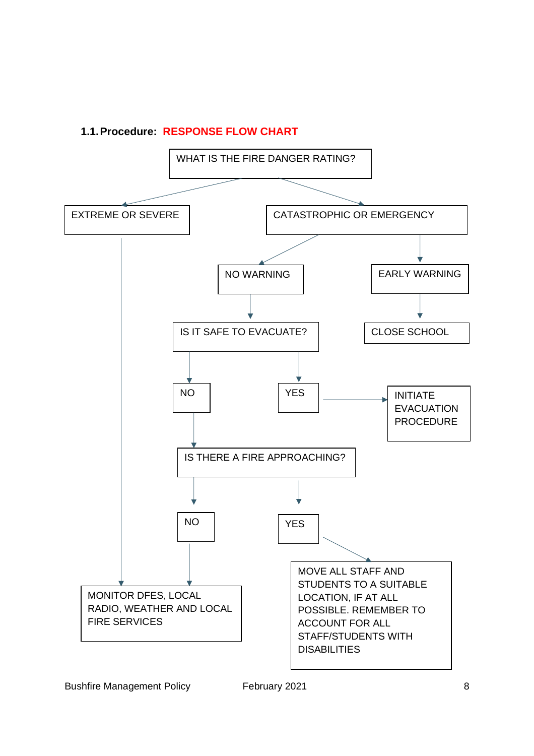### 1.1. Procedure: RESPONSE FLOW CHART

WHAT IS THE FIRE DANGER RATING?

EXTREME OR SEVERE

CATASTROPHIC OR EMERGENCY

NO WARNING

EARLY WARNING

IS IT SAFE TO EVACUATE?

CLOSE SCHOOL

NO

YES

INITIATE EVACUATION PROCEDURE

IS THERE A FIRE APPROACHING?

NO

YES

MONITOR DFES, LOCAL RADIO, WEATHER AND LOCAL FIRE SERVICES

MOVE ALL STAFF AND STUDENTS TO A SUITABLE LOCATION, IF AT ALL POSSIBLE. REMEMBER TO ACCOUNT FOR ALL STAFF/STUDENTS WITH DISABILITIES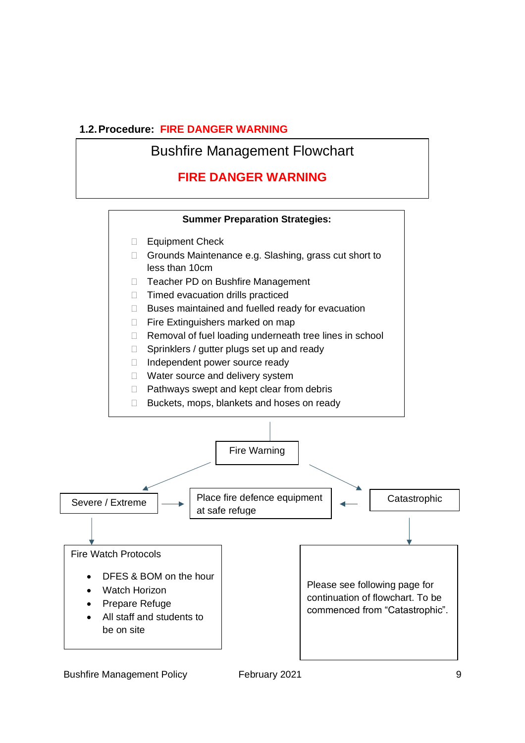## 1.2. Procedure: FIRE DANGER WARNING

**Bushfire Management Flowchart**

**FIRE DANGER WARNING**

**Summer Preparation Strategies:**

- Equipment Check
- Grounds Maintenance e.g. Slashing, grass cut short to less than 10cm
- Teacher PD on Bushfire Management
- Timed evacuation drills practiced
- Buses maintained and fuelled ready for evacuation
- Fire Extinguishers marked on map
- Removal of fuel loading underneath tree lines in school
- Sprinklers / gutter plugs set up and ready
- Independent power source ready
- Water source and delivery system
- Pathways swept and kept clear from debris
- Buckets, mops, blankets and hoses on ready

↓

**Fire Warning**

↙ ↘

**Severe / Extreme** → **Place fire defence equipment at safe refuge** ← **Catastrophic**

**Severe / Extreme** ↓

Fire Watch Protocols

- DFES & BOM on the hour
- Watch Horizon
- Prepare Refuge
- All staff and students to be on site

**Catastrophic** ↓

Please see following page for continuation of flowchart. To be commenced from "Catastrophic".

Bushfire Management Policy February 2021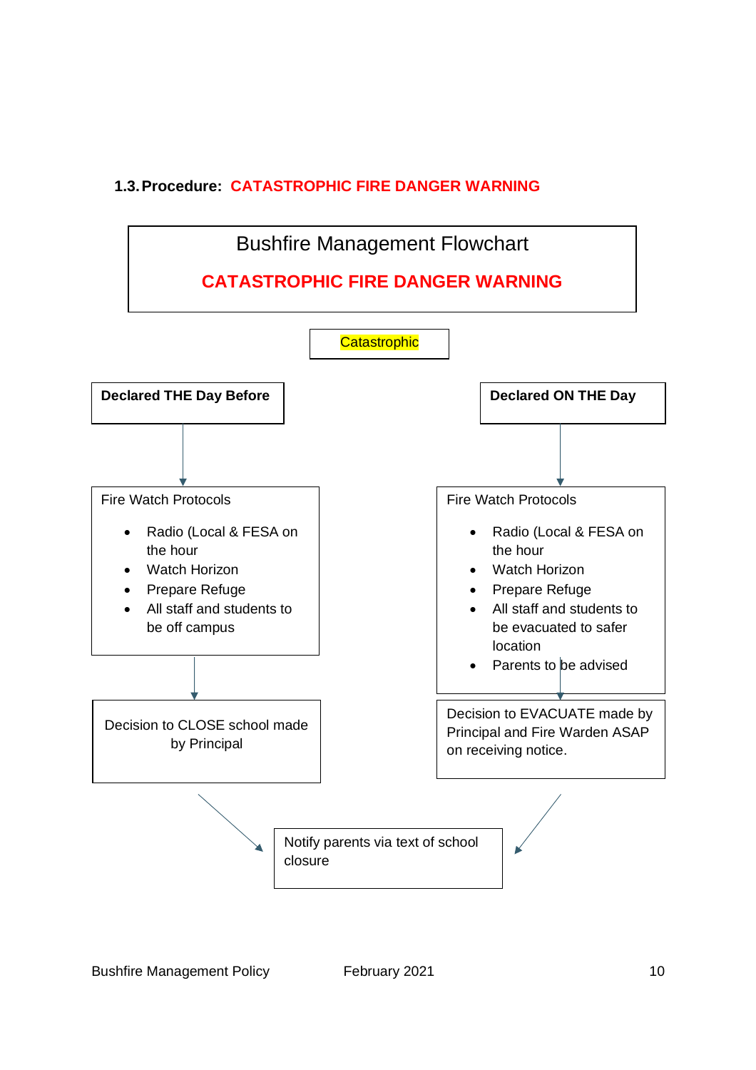### 1.3. Procedure: CATASTROPHIC FIRE DANGER WARNING

**Bushfire Management Flowchart**

**CATASTROPHIC FIRE DANGER WARNING**

Catastrophic

**Declared THE Day Before**

Fire Watch Protocols

- Radio (Local & FESA on the hour
- Watch Horizon
- Prepare Refuge
- All staff and students to be off campus

Decision to CLOSE school made by Principal

**Declared ON THE Day**

Fire Watch Protocols

- Radio (Local & FESA on the hour
- Watch Horizon
- Prepare Refuge
- All staff and students to be evacuated to safer location
- Parents to be advised

Decision to EVACUATE made by Principal and Fire Warden ASAP on receiving notice.

Notify parents via text of school closure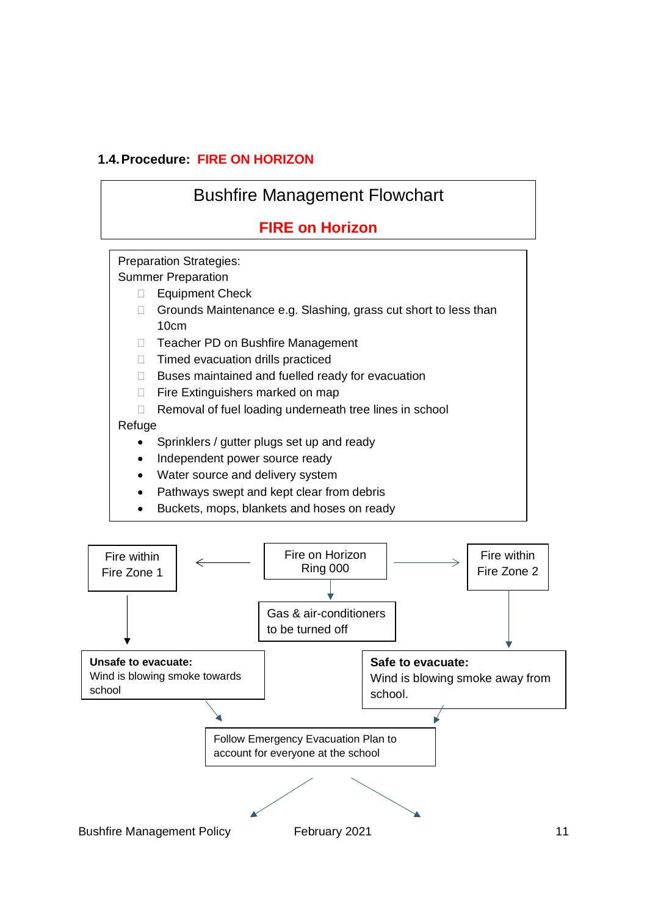### 1.4. Procedure: FIRE ON HORIZON

**Bushfire Management Flowchart**

**FIRE on Horizon**

Preparation Strategies:

Summer Preparation

- Equipment Check
- Grounds Maintenance e.g. Slashing, grass cut short to less than 10cm
- Teacher PD on Bushfire Management
- Timed evacuation drills practiced
- Buses maintained and fuelled ready for evacuation
- Fire Extinguishers marked on map
- Removal of fuel loading underneath tree lines in school

Refuge

- Sprinklers / gutter plugs set up and ready
- Independent power source ready
- Water source and delivery system
- Pathways swept and kept clear from debris
- Buckets, mops, blankets and hoses on ready

Fire on Horizon Ring 000

Gas & air-conditioners to be turned off

Fire within Fire Zone 1

**Unsafe to evacuate:** Wind is blowing smoke towards school

Fire within Fire Zone 2

**Safe to evacuate:** Wind is blowing smoke away from school.

Follow Emergency Evacuation Plan to account for everyone at the school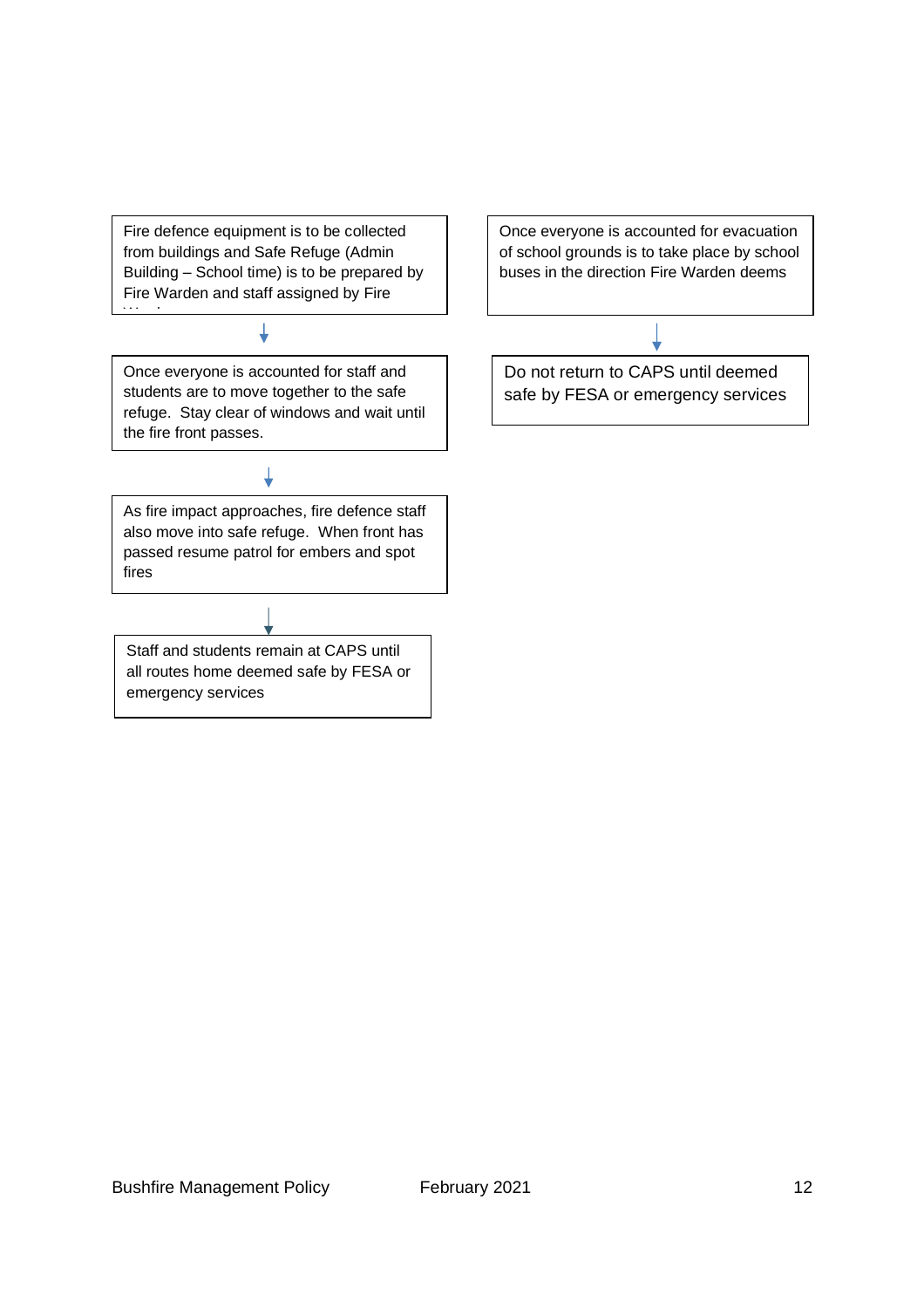Fire defence equipment is to be collected from buildings and Safe Refuge (Admin Building – School time) is to be prepared by Fire Warden and staff assigned by Fire Warden

↓

Once everyone is accounted for staff and students are to move together to the safe refuge. Stay clear of windows and wait until the fire front passes.

↓

As fire impact approaches, fire defence staff also move into safe refuge. When front has passed resume patrol for embers and spot fires

↓

Staff and students remain at CAPS until all routes home deemed safe by FESA or emergency services

Once everyone is accounted for evacuation of school grounds is to take place by school buses in the direction Fire Warden deems

↓

Do not return to CAPS until deemed safe by FESA or emergency services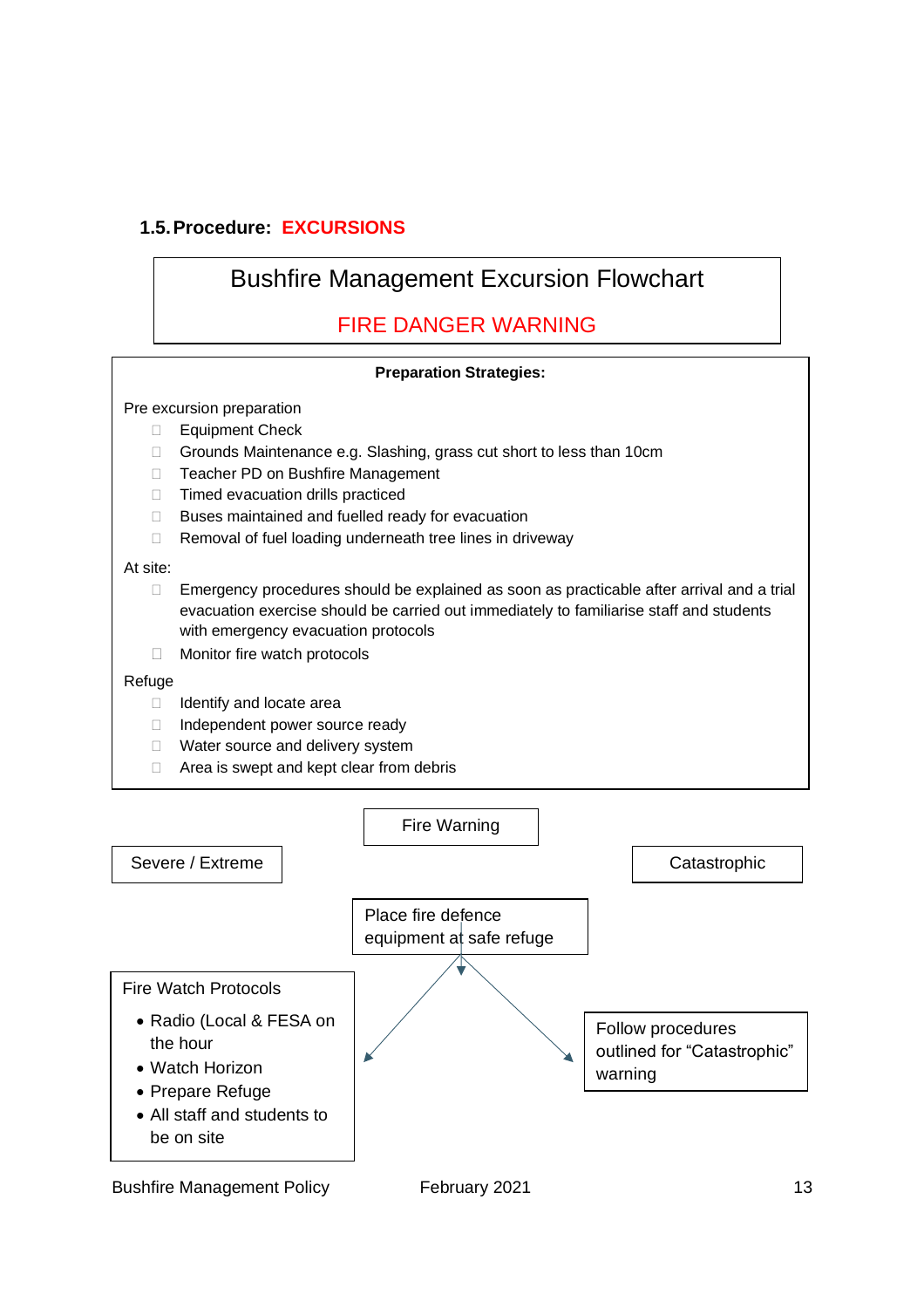### 1.5. Procedure: EXCURSIONS

**Bushfire Management Excursion Flowchart**

**FIRE DANGER WARNING**

**Preparation Strategies:**

Pre excursion preparation

- Equipment Check
- Grounds Maintenance e.g. Slashing, grass cut short to less than 10cm
- Teacher PD on Bushfire Management
- Timed evacuation drills practiced
- Buses maintained and fuelled ready for evacuation
- Removal of fuel loading underneath tree lines in driveway

At site:

- Emergency procedures should be explained as soon as practicable after arrival and a trial evacuation exercise should be carried out immediately to familiarise staff and students with emergency evacuation protocols
- Monitor fire watch protocols

Refuge

- Identify and locate area
- Independent power source ready
- Water source and delivery system
- Area is swept and kept clear from debris

Fire Warning

Severe / Extreme

Catastrophic

Place fire defence equipment at safe refuge

Fire Watch Protocols

- Radio (Local & FESA on the hour
- Watch Horizon
- Prepare Refuge
- All staff and students to be on site

Follow procedures outlined for "Catastrophic" warning